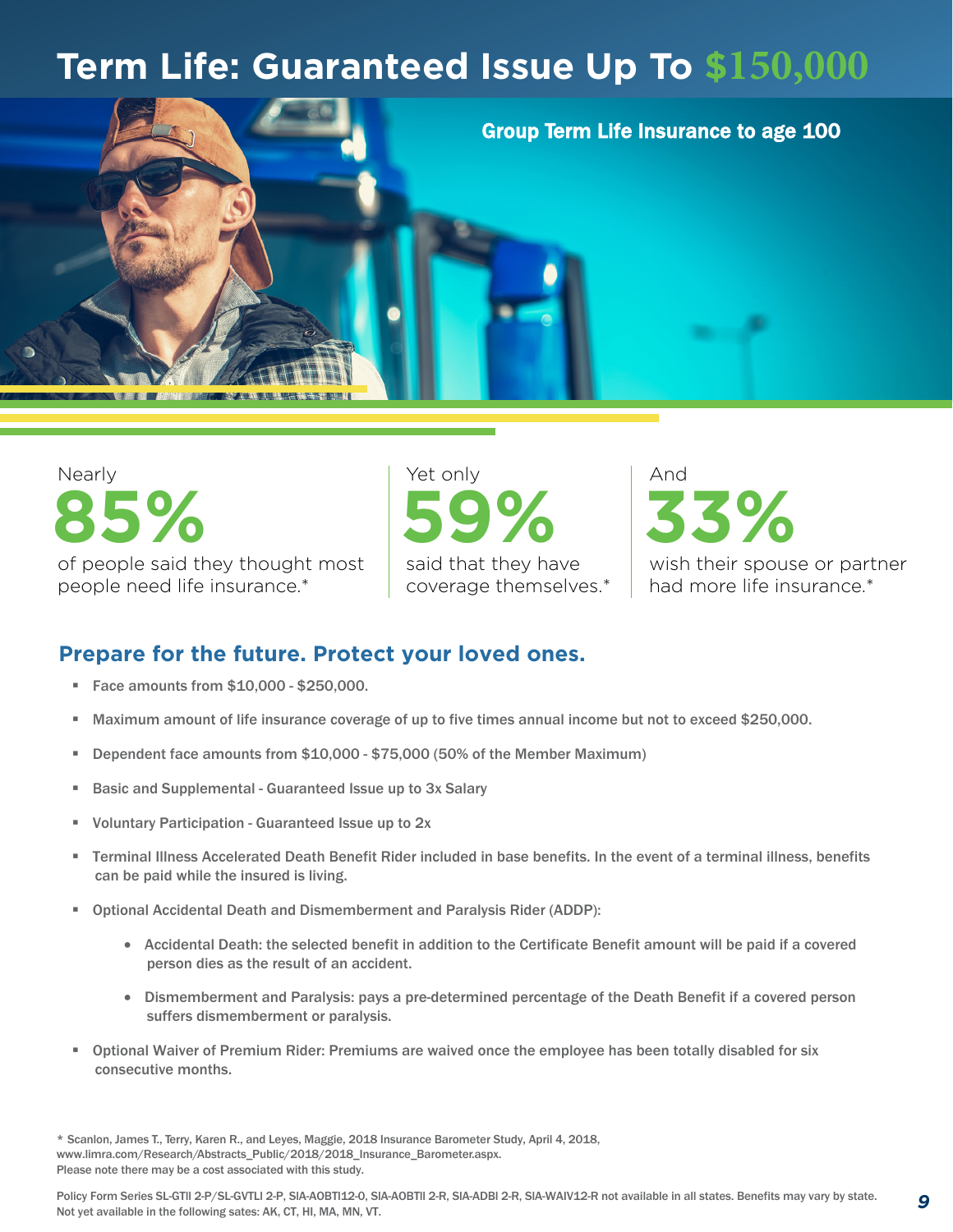# Term Life: Guaranteed Issue Up To $150,000

Group Term Life Insurance to age 100

Nearly
**85%**
of people said they thought most people need life insurance.*

Yet only
**59%**
said that they have coverage themselves.*

And
**33%**
wish their spouse or partner had more life insurance.*

## Prepare for the future. Protect your loved ones.

- Face amounts from $10,000 - $250,000.
- Maximum amount of life insurance coverage of up to five times annual income but not to exceed $250,000.
- Dependent face amounts from $10,000 - $75,000 (50% of the Member Maximum)
- Basic and Supplemental - Guaranteed Issue up to 3x Salary
- Voluntary Participation - Guaranteed Issue up to 2x
- Terminal Illness Accelerated Death Benefit Rider included in base benefits. In the event of a terminal illness, benefits can be paid while the insured is living.
- Optional Accidental Death and Dismemberment and Paralysis Rider (ADDP):
  - Accidental Death: the selected benefit in addition to the Certificate Benefit amount will be paid if a covered person dies as the result of an accident.
  - Dismemberment and Paralysis: pays a pre-determined percentage of the Death Benefit if a covered person suffers dismemberment or paralysis.
- Optional Waiver of Premium Rider: Premiums are waived once the employee has been totally disabled for six consecutive months.

* Scanlon, James T., Terry, Karen R., and Leyes, Maggie, 2018 Insurance Barometer Study, April 4, 2018, www.limra.com/Research/Abstracts_Public/2018/2018_Insurance_Barometer.aspx.
Please note there may be a cost associated with this study.

Policy Form Series SL-GTlI 2-P/SL-GVTLI 2-P, SIA-AOBTI12-0, SIA-AOBTII 2-R, SIA-ADBI 2-R, SIA-WAIV12-R not available in all states. Benefits may vary by state. Not yet available in the following sates: AK, CT, HI, MA, MN, VT.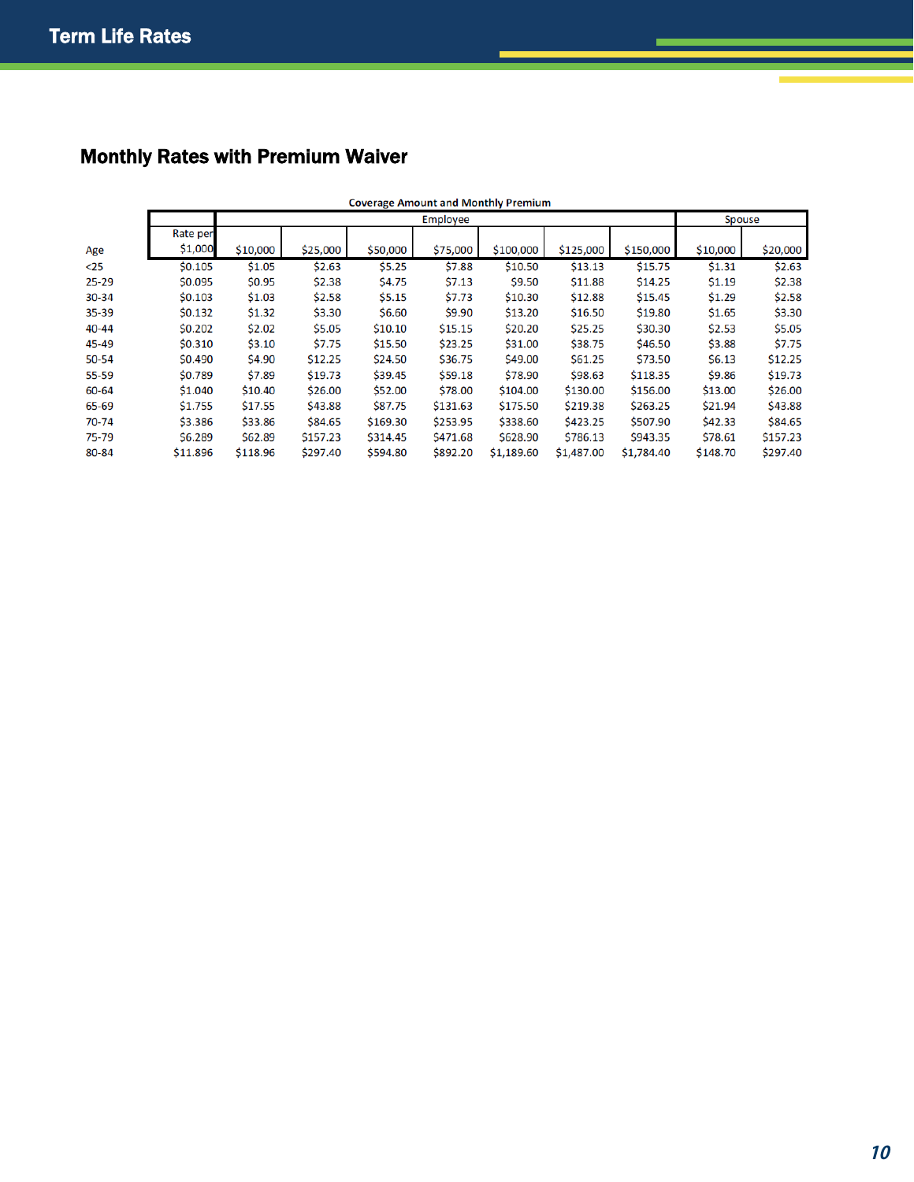# Term Life Rates

## Monthly Rates with Premium Waiver

Coverage Amount and Monthly Premium

| Age | Rate per $1,000 | Employee | | | | | | | Spouse | |
|---|---|---|---|---|---|---|---|---|---|---|
| | | $10,000 | $25,000 | $50,000 | $75,000 | $100,000 | $125,000 | $150,000 | $10,000 | $20,000 |
| <25 | $0.105 | $1.05 | $2.63 | $5.25 | $7.88 | $10.50 | $13.13 | $15.75 | $1.31 | $2.63 |
| 25-29 | $0.095 | $0.95 | $2.38 | $4.75 | $7.13 | $9.50 | $11.88 | $14.25 | $1.19 | $2.38 |
| 30-34 | $0.103 | $1.03 | $2.58 | $5.15 | $7.73 | $10.30 | $12.88 | $15.45 | $1.29 | $2.58 |
| 35-39 | $0.132 | $1.32 | $3.30 | $6.60 | $9.90 | $13.20 | $16.50 | $19.80 | $1.65 | $3.30 |
| 40-44 | $0.202 | $2.02 | $5.05 | $10.10 | $15.15 | $20.20 | $25.25 | $30.30 | $2.53 | $5.05 |
| 45-49 | $0.310 | $3.10 | $7.75 | $15.50 | $23.25 | $31.00 | $38.75 | $46.50 | $3.88 | $7.75 |
| 50-54 | $0.490 | $4.90 | $12.25 | $24.50 | $36.75 | $49.00 | $61.25 | $73.50 | $6.13 | $12.25 |
| 55-59 | $0.789 | $7.89 | $19.73 | $39.45 | $59.18 | $78.90 | $98.63 | $118.35 | $9.86 | $19.73 |
| 60-64 | $1.040 | $10.40 | $26.00 | $52.00 | $78.00 | $104.00 | $130.00 | $156.00 | $13.00 | $26.00 |
| 65-69 | $1.755 | $17.55 | $43.88 | $87.75 | $131.63 | $175.50 | $219.38 | $263.25 | $21.94 | $43.88 |
| 70-74 | $3.386 | $33.86 | $84.65 | $169.30 | $253.95 | $338.60 | $423.25 | $507.90 | $42.33 | $84.65 |
| 75-79 | $6.289 | $62.89 | $157.23 | $314.45 | $471.68 | $628.90 | $786.13 | $943.35 | $78.61 | $157.23 |
| 80-84 | $11.896 | $118.96 | $297.40 | $594.80 | $892.20 | $1,189.60 | $1,487.00 | $1,784.40 | $148.70 | $297.40 |